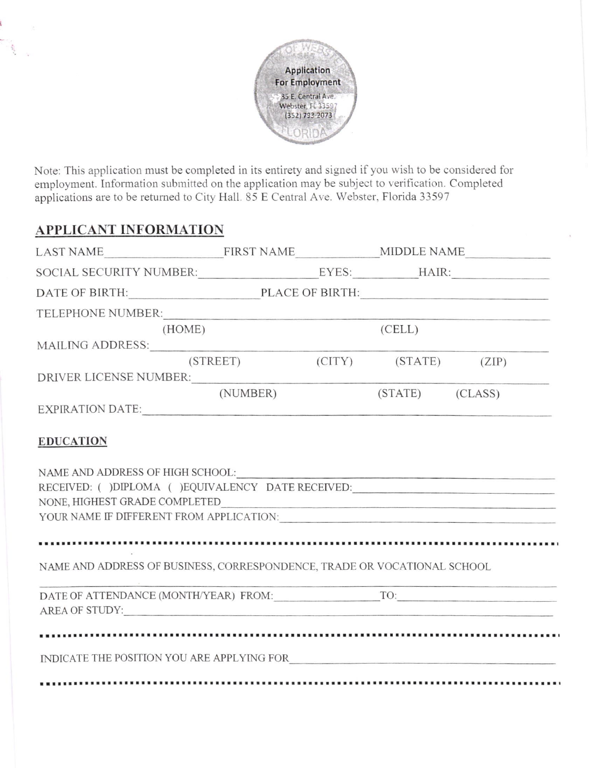Application
For Employment
85 E. Central Ave.
Webster, FL 33597
(352) 793-2073

Note: This application must be completed in its entirety and signed if you wish to be considered for employment. Information submitted on the application may be subject to verification. Completed applications are to be returned to City Hall. 85 E Central Ave. Webster, Florida 33597

## APPLICANT INFORMATION

LAST NAME\_\_\_\_\_\_\_\_\_\_\_\_\_\_\_\_ FIRST NAME\_\_\_\_\_\_\_\_\_\_\_\_\_\_\_\_ MIDDLE NAME\_\_\_\_\_\_\_\_\_\_\_\_\_\_\_\_

SOCIAL SECURITY NUMBER:\_\_\_\_\_\_\_\_\_\_\_\_\_\_\_\_ EYES:\_\_\_\_\_\_\_\_ HAIR:\_\_\_\_\_\_\_\_

DATE OF BIRTH:\_\_\_\_\_\_\_\_\_\_\_\_\_\_\_\_ PLACE OF BIRTH:\_\_\_\_\_\_\_\_\_\_\_\_\_\_\_\_

TELEPHONE NUMBER:\_\_\_\_\_\_\_\_\_\_\_\_\_\_\_\_\_\_\_\_\_\_\_\_\_\_\_\_\_\_\_\_
(HOME) (CELL)

MAILING ADDRESS:\_\_\_\_\_\_\_\_\_\_\_\_\_\_\_\_\_\_\_\_\_\_\_\_\_\_\_\_\_\_\_\_
(STREET) (CITY) (STATE) (ZIP)

DRIVER LICENSE NUMBER:\_\_\_\_\_\_\_\_\_\_\_\_\_\_\_\_\_\_\_\_\_\_\_\_\_\_\_\_\_\_\_\_
(NUMBER) (STATE) (CLASS)

EXPIRATION DATE:\_\_\_\_\_\_\_\_\_\_\_\_\_\_\_\_\_\_\_\_\_\_\_\_\_\_\_\_\_\_\_\_

### EDUCATION

NAME AND ADDRESS OF HIGH SCHOOL:\_\_\_\_\_\_\_\_\_\_\_\_\_\_\_\_\_\_\_\_\_\_\_\_\_\_\_\_\_\_\_\_

RECEIVED: ( )DIPLOMA ( )EQUIVALENCY DATE RECEIVED:\_\_\_\_\_\_\_\_\_\_\_\_\_\_\_\_

NONE, HIGHEST GRADE COMPLETED\_\_\_\_\_\_\_\_\_\_\_\_\_\_\_\_\_\_\_\_\_\_\_\_\_\_\_\_\_\_\_\_

YOUR NAME IF DIFFERENT FROM APPLICATION:\_\_\_\_\_\_\_\_\_\_\_\_\_\_\_\_\_\_\_\_\_\_\_\_\_\_\_\_\_\_\_\_

---

NAME AND ADDRESS OF BUSINESS, CORRESPONDENCE, TRADE OR VOCATIONAL SCHOOL

\_\_\_\_\_\_\_\_\_\_\_\_\_\_\_\_\_\_\_\_\_\_\_\_\_\_\_\_\_\_\_\_\_\_\_\_\_\_\_\_\_\_\_\_\_\_\_\_\_\_\_\_\_\_\_\_\_\_\_\_

DATE OF ATTENDANCE (MONTH/YEAR) FROM:\_\_\_\_\_\_\_\_\_\_\_\_\_\_\_\_ TO:\_\_\_\_\_\_\_\_\_\_\_\_\_\_\_\_

AREA OF STUDY:\_\_\_\_\_\_\_\_\_\_\_\_\_\_\_\_\_\_\_\_\_\_\_\_\_\_\_\_\_\_\_\_

---

INDICATE THE POSITION YOU ARE APPLYING FOR\_\_\_\_\_\_\_\_\_\_\_\_\_\_\_\_\_\_\_\_\_\_\_\_\_\_\_\_\_\_\_\_

---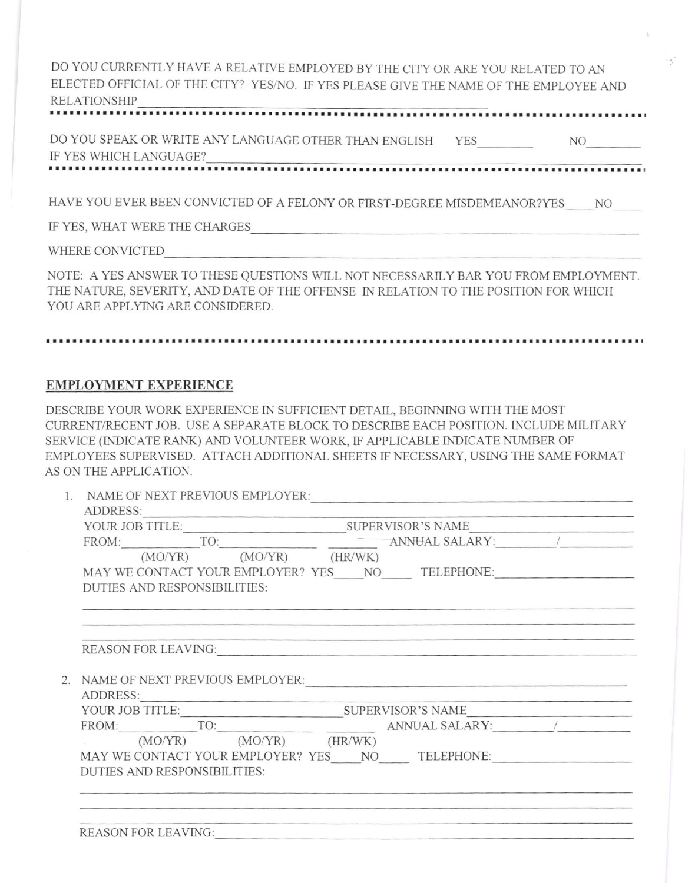DO YOU CURRENTLY HAVE A RELATIVE EMPLOYED BY THE CITY OR ARE YOU RELATED TO AN ELECTED OFFICIAL OF THE CITY? YES/NO. IF YES PLEASE GIVE THE NAME OF THE EMPLOYEE AND RELATIONSHIP\_\_\_\_\_\_\_\_\_\_\_\_\_\_\_\_\_\_\_\_\_\_\_\_\_\_\_\_\_\_\_\_\_\_\_\_\_\_\_\_

---

DO YOU SPEAK OR WRITE ANY LANGUAGE OTHER THAN ENGLISH YES\_\_\_\_\_\_\_\_ NO\_\_\_\_\_\_\_\_

IF YES WHICH LANGUAGE?\_\_\_\_\_\_\_\_\_\_\_\_\_\_\_\_\_\_\_\_\_\_\_\_\_\_\_\_\_\_\_\_\_\_\_\_\_\_\_\_

---

HAVE YOU EVER BEEN CONVICTED OF A FELONY OR FIRST-DEGREE MISDEMEANOR?YES\_\_\_\_\_NO\_\_\_\_\_

IF YES, WHAT WERE THE CHARGES\_\_\_\_\_\_\_\_\_\_\_\_\_\_\_\_\_\_\_\_\_\_\_\_\_\_\_\_\_\_\_\_\_\_\_\_\_\_\_\_

WHERE CONVICTED\_\_\_\_\_\_\_\_\_\_\_\_\_\_\_\_\_\_\_\_\_\_\_\_\_\_\_\_\_\_\_\_\_\_\_\_\_\_\_\_

NOTE: A YES ANSWER TO THESE QUESTIONS WILL NOT NECESSARILY BAR YOU FROM EMPLOYMENT. THE NATURE, SEVERITY, AND DATE OF THE OFFENSE IN RELATION TO THE POSITION FOR WHICH YOU ARE APPLYING ARE CONSIDERED.

---

## EMPLOYMENT EXPERIENCE

DESCRIBE YOUR WORK EXPERIENCE IN SUFFICIENT DETAIL, BEGINNING WITH THE MOST CURRENT/RECENT JOB. USE A SEPARATE BLOCK TO DESCRIBE EACH POSITION. INCLUDE MILITARY SERVICE (INDICATE RANK) AND VOLUNTEER WORK, IF APPLICABLE INDICATE NUMBER OF EMPLOYEES SUPERVISED. ATTACH ADDITIONAL SHEETS IF NECESSARY, USING THE SAME FORMAT AS ON THE APPLICATION.

1. NAME OF NEXT PREVIOUS EMPLOYER:\_\_\_\_\_\_\_\_\_\_\_\_\_\_\_\_\_\_\_\_\_\_\_\_\_\_\_\_\_\_\_\_

   ADDRESS:\_\_\_\_\_\_\_\_\_\_\_\_\_\_\_\_\_\_\_\_\_\_\_\_\_\_\_\_\_\_\_\_

   YOUR JOB TITLE:\_\_\_\_\_\_\_\_\_\_\_\_\_\_\_\_ SUPERVISOR'S NAME\_\_\_\_\_\_\_\_\_\_\_\_\_\_\_\_

   FROM:\_\_\_\_\_\_\_\_ TO:\_\_\_\_\_\_\_\_ \_\_\_\_\_\_\_\_ ANNUAL SALARY:\_\_\_\_\_\_\_\_/\_\_\_\_\_\_\_\_

   (MO/YR) (MO/YR) (HR/WK)

   MAY WE CONTACT YOUR EMPLOYER? YES\_\_\_\_NO\_\_\_\_ TELEPHONE:\_\_\_\_\_\_\_\_\_\_\_\_\_\_\_\_

   DUTIES AND RESPONSIBILITIES:

   \_\_\_\_\_\_\_\_\_\_\_\_\_\_\_\_\_\_\_\_\_\_\_\_\_\_\_\_\_\_\_\_\_\_\_\_\_\_\_\_

   \_\_\_\_\_\_\_\_\_\_\_\_\_\_\_\_\_\_\_\_\_\_\_\_\_\_\_\_\_\_\_\_\_\_\_\_\_\_\_\_

   \_\_\_\_\_\_\_\_\_\_\_\_\_\_\_\_\_\_\_\_\_\_\_\_\_\_\_\_\_\_\_\_\_\_\_\_\_\_\_\_

   REASON FOR LEAVING:\_\_\_\_\_\_\_\_\_\_\_\_\_\_\_\_\_\_\_\_\_\_\_\_\_\_\_\_\_\_\_\_

2. NAME OF NEXT PREVIOUS EMPLOYER:\_\_\_\_\_\_\_\_\_\_\_\_\_\_\_\_\_\_\_\_\_\_\_\_\_\_\_\_\_\_\_\_

   ADDRESS:\_\_\_\_\_\_\_\_\_\_\_\_\_\_\_\_\_\_\_\_\_\_\_\_\_\_\_\_\_\_\_\_

   YOUR JOB TITLE:\_\_\_\_\_\_\_\_\_\_\_\_\_\_\_\_ SUPERVISOR'S NAME\_\_\_\_\_\_\_\_\_\_\_\_\_\_\_\_

   FROM:\_\_\_\_\_\_\_\_ TO:\_\_\_\_\_\_\_\_ \_\_\_\_\_\_\_\_ ANNUAL SALARY:\_\_\_\_\_\_\_\_/\_\_\_\_\_\_\_\_

   (MO/YR) (MO/YR) (HR/WK)

   MAY WE CONTACT YOUR EMPLOYER? YES\_\_\_\_NO\_\_\_\_ TELEPHONE:\_\_\_\_\_\_\_\_\_\_\_\_\_\_\_\_

   DUTIES AND RESPONSIBILITIES:

   \_\_\_\_\_\_\_\_\_\_\_\_\_\_\_\_\_\_\_\_\_\_\_\_\_\_\_\_\_\_\_\_\_\_\_\_\_\_\_\_

   \_\_\_\_\_\_\_\_\_\_\_\_\_\_\_\_\_\_\_\_\_\_\_\_\_\_\_\_\_\_\_\_\_\_\_\_\_\_\_\_

   \_\_\_\_\_\_\_\_\_\_\_\_\_\_\_\_\_\_\_\_\_\_\_\_\_\_\_\_\_\_\_\_\_\_\_\_\_\_\_\_

   REASON FOR LEAVING:\_\_\_\_\_\_\_\_\_\_\_\_\_\_\_\_\_\_\_\_\_\_\_\_\_\_\_\_\_\_\_\_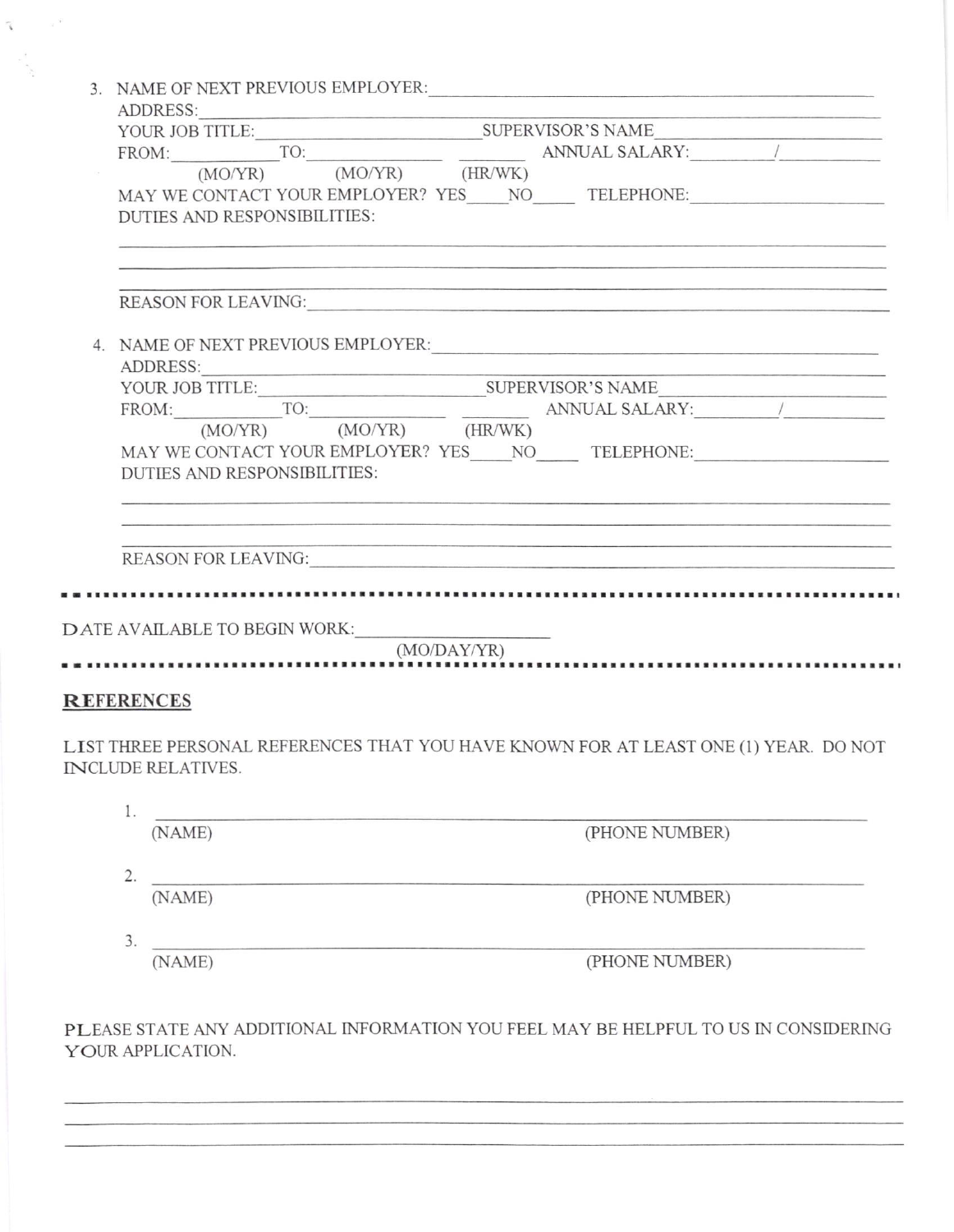3. NAME OF NEXT PREVIOUS EMPLOYER: ____________________
   ADDRESS: ____________________
   YOUR JOB TITLE: ____________ SUPERVISOR'S NAME ____________
   FROM: ________ TO: ________ ________ ANNUAL SALARY: ______ / ______
   (MO/YR) (MO/YR) (HR/WK)
   MAY WE CONTACT YOUR EMPLOYER? YES____ NO____ TELEPHONE: ____________
   DUTIES AND RESPONSIBILITIES:
   ____________________
   ____________________
   ____________________
   REASON FOR LEAVING: ____________________

4. NAME OF NEXT PREVIOUS EMPLOYER: ____________________
   ADDRESS: ____________________
   YOUR JOB TITLE: ____________ SUPERVISOR'S NAME ____________
   FROM: ________ TO: ________ ________ ANNUAL SALARY: ______ / ______
   (MO/YR) (MO/YR) (HR/WK)
   MAY WE CONTACT YOUR EMPLOYER? YES____ NO____ TELEPHONE: ____________
   DUTIES AND RESPONSIBILITIES:
   ____________________
   ____________________
   ____________________
   REASON FOR LEAVING: ____________________

---

DATE AVAILABLE TO BEGIN WORK: ____________
(MO/DAY/YR)

---

## REFERENCES

LIST THREE PERSONAL REFERENCES THAT YOU HAVE KNOWN FOR AT LEAST ONE (1) YEAR. DO NOT INCLUDE RELATIVES.

1. ____________________
   (NAME) (PHONE NUMBER)

2. ____________________
   (NAME) (PHONE NUMBER)

3. ____________________
   (NAME) (PHONE NUMBER)

PLEASE STATE ANY ADDITIONAL INFORMATION YOU FEEL MAY BE HELPFUL TO US IN CONSIDERING YOUR APPLICATION.

____________________
____________________
____________________